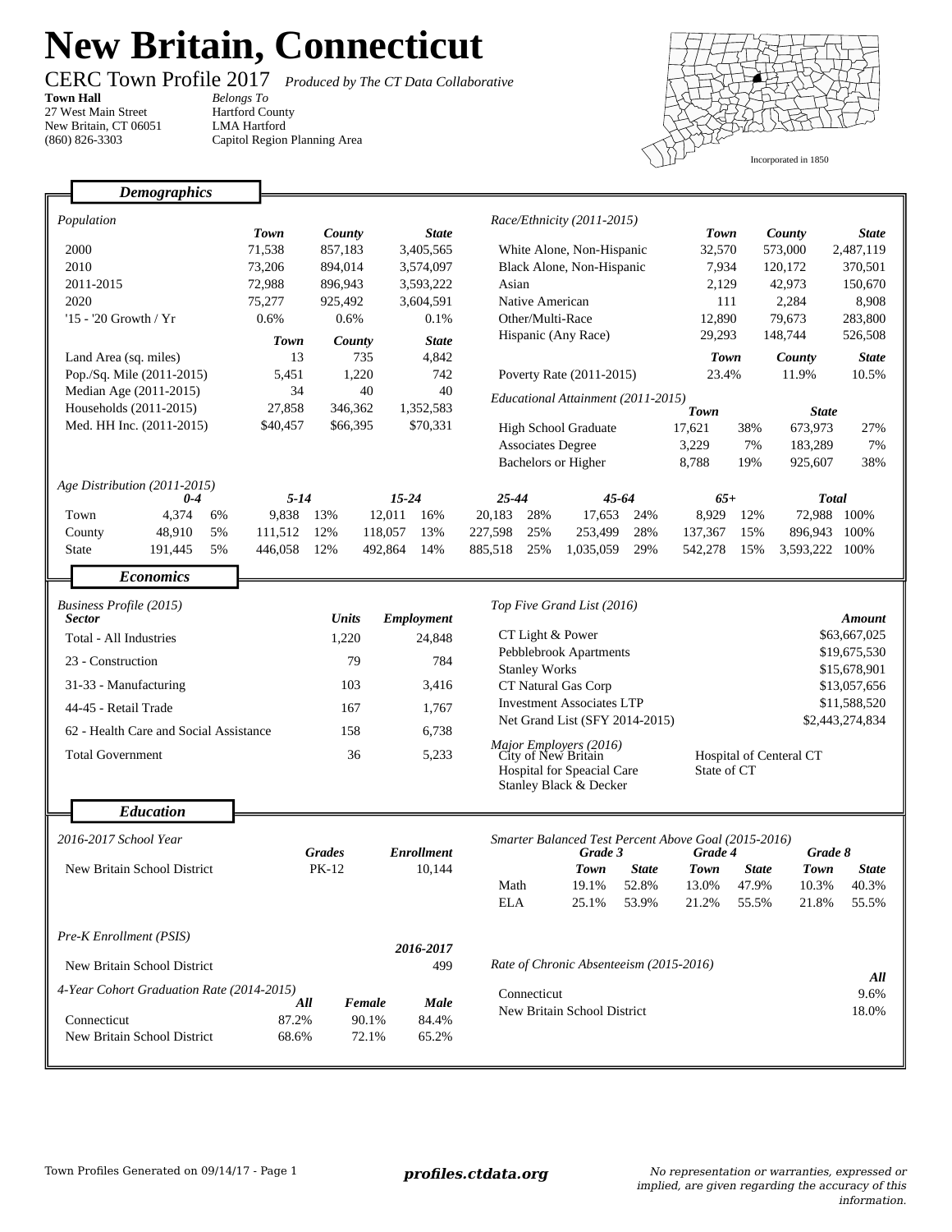# New Britain, Connecticut

CERC Town Profile 2017 *Produced by The CT Data Collaborative*

**Town Hall**
27 West Main Street
New Britain, CT 06051
(860) 826-3303

*Belongs To*
Hartford County
LMA Hartford
Capitol Region Planning Area

Incorporated in 1850

## Demographics

*Population*

| | Town | County | State |
|---|---|---|---|
| 2000 | 71,538 | 857,183 | 3,405,565 |
| 2010 | 73,206 | 894,014 | 3,574,097 |
| 2011-2015 | 72,988 | 896,943 | 3,593,222 |
| 2020 | 75,277 | 925,492 | 3,604,591 |
| '15 - '20 Growth / Yr | 0.6% | 0.6% | 0.1% |

| | Town | County | State |
|---|---|---|---|
| Land Area (sq. miles) | 13 | 735 | 4,842 |
| Pop./Sq. Mile (2011-2015) | 5,451 | 1,220 | 742 |
| Median Age (2011-2015) | 34 | 40 | 40 |
| Households (2011-2015) | 27,858 | 346,362 | 1,352,583 |
| Med. HH Inc. (2011-2015) | $40,457 | $66,395 | $70,331 |

*Race/Ethnicity (2011-2015)*

| | Town | County | State |
|---|---|---|---|
| White Alone, Non-Hispanic | 32,570 | 573,000 | 2,487,119 |
| Black Alone, Non-Hispanic | 7,934 | 120,172 | 370,501 |
| Asian | 2,129 | 42,973 | 150,670 |
| Native American | 111 | 2,284 | 8,908 |
| Other/Multi-Race | 12,890 | 79,673 | 283,800 |
| Hispanic (Any Race) | 29,293 | 148,744 | 526,508 |

| | Town | County | State |
|---|---|---|---|
| Poverty Rate (2011-2015) | 23.4% | 11.9% | 10.5% |

*Educational Attainment (2011-2015)*

| | Town | | State | |
|---|---|---|---|---|
| High School Graduate | 17,621 | 38% | 673,973 | 27% |
| Associates Degree | 3,229 | 7% | 183,289 | 7% |
| Bachelors or Higher | 8,788 | 19% | 925,607 | 38% |

*Age Distribution (2011-2015)*

| | 0-4 | | 5-14 | | 15-24 | | 25-44 | | 45-64 | | 65+ | | Total | |
|---|---|---|---|---|---|---|---|---|---|---|---|---|---|---|
| Town | 4,374 | 6% | 9,838 | 13% | 12,011 | 16% | 20,183 | 28% | 17,653 | 24% | 8,929 | 12% | 72,988 | 100% |
| County | 48,910 | 5% | 111,512 | 12% | 118,057 | 13% | 227,598 | 25% | 253,499 | 28% | 137,367 | 15% | 896,943 | 100% |
| State | 191,445 | 5% | 446,058 | 12% | 492,864 | 14% | 885,518 | 25% | 1,035,059 | 29% | 542,278 | 15% | 3,593,222 | 100% |

## Economics

*Business Profile (2015)*

| Sector | Units | Employment |
|---|---|---|
| Total - All Industries | 1,220 | 24,848 |
| 23 - Construction | 79 | 784 |
| 31-33 - Manufacturing | 103 | 3,416 |
| 44-45 - Retail Trade | 167 | 1,767 |
| 62 - Health Care and Social Assistance | 158 | 6,738 |
| Total Government | 36 | 5,233 |

*Top Five Grand List (2016)*

| | Amount |
|---|---|
| CT Light & Power | $63,667,025 |
| Pebblebrook Apartments | $19,675,530 |
| Stanley Works | $15,678,901 |
| CT Natural Gas Corp | $13,057,656 |
| Investment Associates LTP | $11,588,520 |
| Net Grand List (SFY 2014-2015) | $2,443,274,834 |

*Major Employers (2016)*

- City of New Britain
- Hospital of Centeral CT
- Hospital for Speacial Care
- State of CT
- Stanley Black & Decker

## Education

*2016-2017 School Year*

| | Grades | Enrollment |
|---|---|---|
| New Britain School District | PK-12 | 10,144 |

*Smarter Balanced Test Percent Above Goal (2015-2016)*

| | Grade 3 | | Grade 4 | | Grade 8 | |
|---|---|---|---|---|---|---|
| | Town | State | Town | State | Town | State |
| Math | 19.1% | 52.8% | 13.0% | 47.9% | 10.3% | 40.3% |
| ELA | 25.1% | 53.9% | 21.2% | 55.5% | 21.8% | 55.5% |

*Pre-K Enrollment (PSIS)*

| | 2016-2017 |
|---|---|
| New Britain School District | 499 |

*4-Year Cohort Graduation Rate (2014-2015)*

| | All | Female | Male |
|---|---|---|---|
| Connecticut | 87.2% | 90.1% | 84.4% |
| New Britain School District | 68.6% | 72.1% | 65.2% |

*Rate of Chronic Absenteeism (2015-2016)*

| | All |
|---|---|
| Connecticut | 9.6% |
| New Britain School District | 18.0% |

Town Profiles Generated on 09/14/17 - Page 1

**profiles.ctdata.org**

*No representation or warranties, expressed or implied, are given regarding the accuracy of this information.*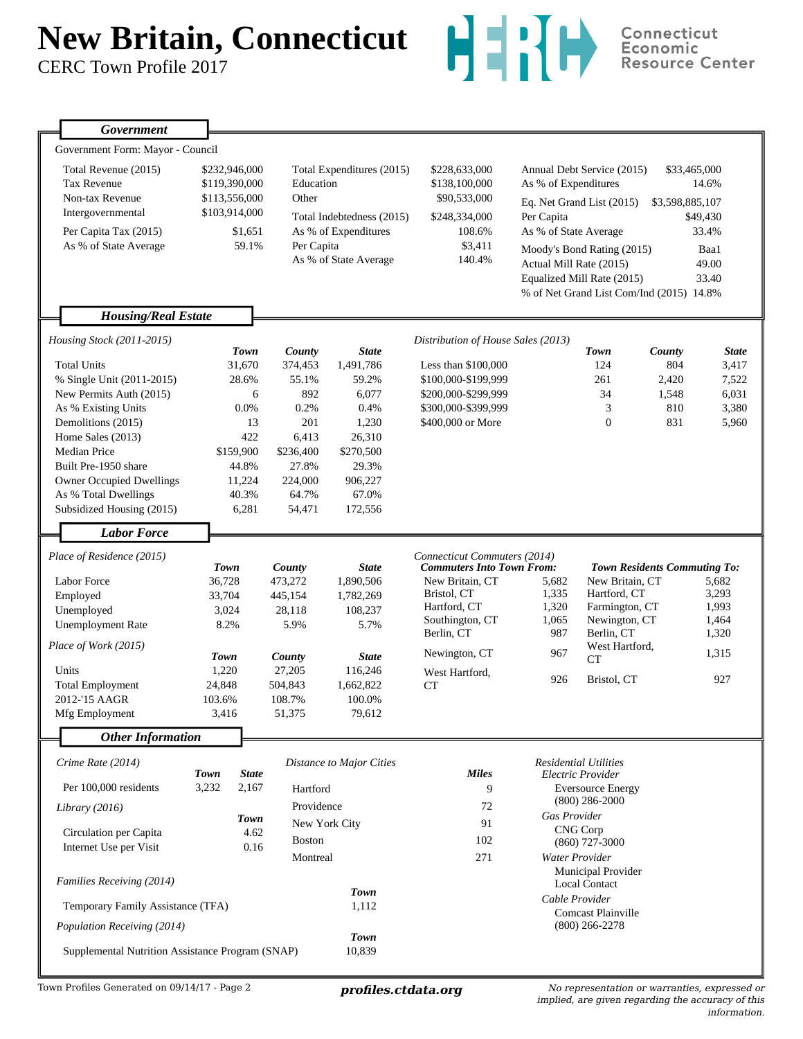# New Britain, Connecticut

CERC Town Profile 2017

Connecticut Economic Resource Center

## Government

Government Form: Mayor - Council

| | | | | | |
|---|---|---|---|---|---|
| Total Revenue (2015) | $232,946,000 | Total Expenditures (2015) | $228,633,000 | Annual Debt Service (2015) | $33,465,000 |
| Tax Revenue | $119,390,000 | Education | $138,100,000 | As % of Expenditures | 14.6% |
| Non-tax Revenue | $113,556,000 | Other | $90,533,000 | Eq. Net Grand List (2015) | $3,598,885,107 |
| Intergovernmental | $103,914,000 | Total Indebtedness (2015) | $248,334,000 | Per Capita | $49,430 |
| Per Capita Tax (2015) | $1,651 | As % of Expenditures | 108.6% | As % of State Average | 33.4% |
| As % of State Average | 59.1% | Per Capita | $3,411 | Moody's Bond Rating (2015) | Baa1 |
| | | As % of State Average | 140.4% | Actual Mill Rate (2015) | 49.00 |
| | | | | Equalized Mill Rate (2015) | 33.40 |
| | | | | % of Net Grand List Com/Ind (2015) | 14.8% |

## Housing/Real Estate

*Housing Stock (2011-2015)*

| | Town | County | State |
|---|---|---|---|
| Total Units | 31,670 | 374,453 | 1,491,786 |
| % Single Unit (2011-2015) | 28.6% | 55.1% | 59.2% |
| New Permits Auth (2015) | 6 | 892 | 6,077 |
| As % Existing Units | 0.0% | 0.2% | 0.4% |
| Demolitions (2015) | 13 | 201 | 1,230 |
| Home Sales (2013) | 422 | 6,413 | 26,310 |
| Median Price | $159,900 | $236,400 | $270,500 |
| Built Pre-1950 share | 44.8% | 27.8% | 29.3% |
| Owner Occupied Dwellings | 11,224 | 224,000 | 906,227 |
| As % Total Dwellings | 40.3% | 64.7% | 67.0% |
| Subsidized Housing (2015) | 6,281 | 54,471 | 172,556 |

*Distribution of House Sales (2013)*

| | Town | County | State |
|---|---|---|---|
| Less than $100,000 | 124 | 804 | 3,417 |
| $100,000-$199,999 | 261 | 2,420 | 7,522 |
| $200,000-$299,999 | 34 | 1,548 | 6,031 |
| $300,000-$399,999 | 3 | 810 | 3,380 |
| $400,000 or More | 0 | 831 | 5,960 |

## Labor Force

*Place of Residence (2015)*

| | Town | County | State |
|---|---|---|---|
| Labor Force | 36,728 | 473,272 | 1,890,506 |
| Employed | 33,704 | 445,154 | 1,782,269 |
| Unemployed | 3,024 | 28,118 | 108,237 |
| Unemployment Rate | 8.2% | 5.9% | 5.7% |

*Place of Work (2015)*

| | Town | County | State |
|---|---|---|---|
| Units | 1,220 | 27,205 | 116,246 |
| Total Employment | 24,848 | 504,843 | 1,662,822 |
| 2012-'15 AAGR | 103.6% | 108.7% | 100.0% |
| Mfg Employment | 3,416 | 51,375 | 79,612 |

*Connecticut Commuters (2014)*

| Commuters Into Town From: | | Town Residents Commuting To: | |
|---|---|---|---|
| New Britain, CT | 5,682 | New Britain, CT | 5,682 |
| Bristol, CT | 1,335 | Hartford, CT | 3,293 |
| Hartford, CT | 1,320 | Farmington, CT | 1,993 |
| Southington, CT | 1,065 | Newington, CT | 1,464 |
| Berlin, CT | 987 | Berlin, CT | 1,320 |
| Newington, CT | 967 | West Hartford, CT | 1,315 |
| West Hartford, CT | 926 | Bristol, CT | 927 |

## Other Information

*Crime Rate (2014)*

| | Town | State |
|---|---|---|
| Per 100,000 residents | 3,232 | 2,167 |

*Library (2016)*

| | Town |
|---|---|
| Circulation per Capita | 4.62 |
| Internet Use per Visit | 0.16 |

*Distance to Major Cities*

| | Miles |
|---|---|
| Hartford | 9 |
| Providence | 72 |
| New York City | 91 |
| Boston | 102 |
| Montreal | 271 |

*Families Receiving (2014)*

| | Town |
|---|---|
| Temporary Family Assistance (TFA) | 1,112 |

*Population Receiving (2014)*

| | Town |
|---|---|
| Supplemental Nutrition Assistance Program (SNAP) | 10,839 |

*Residential Utilities*

*Electric Provider*
Eversource Energy
(800) 286-2000

*Gas Provider*
CNG Corp
(860) 727-3000

*Water Provider*
Municipal Provider
Local Contact

*Cable Provider*
Comcast Plainville
(800) 266-2278

Town Profiles Generated on 09/14/17 - Page 2

**profiles.ctdata.org**

*No representation or warranties, expressed or implied, are given regarding the accuracy of this information.*